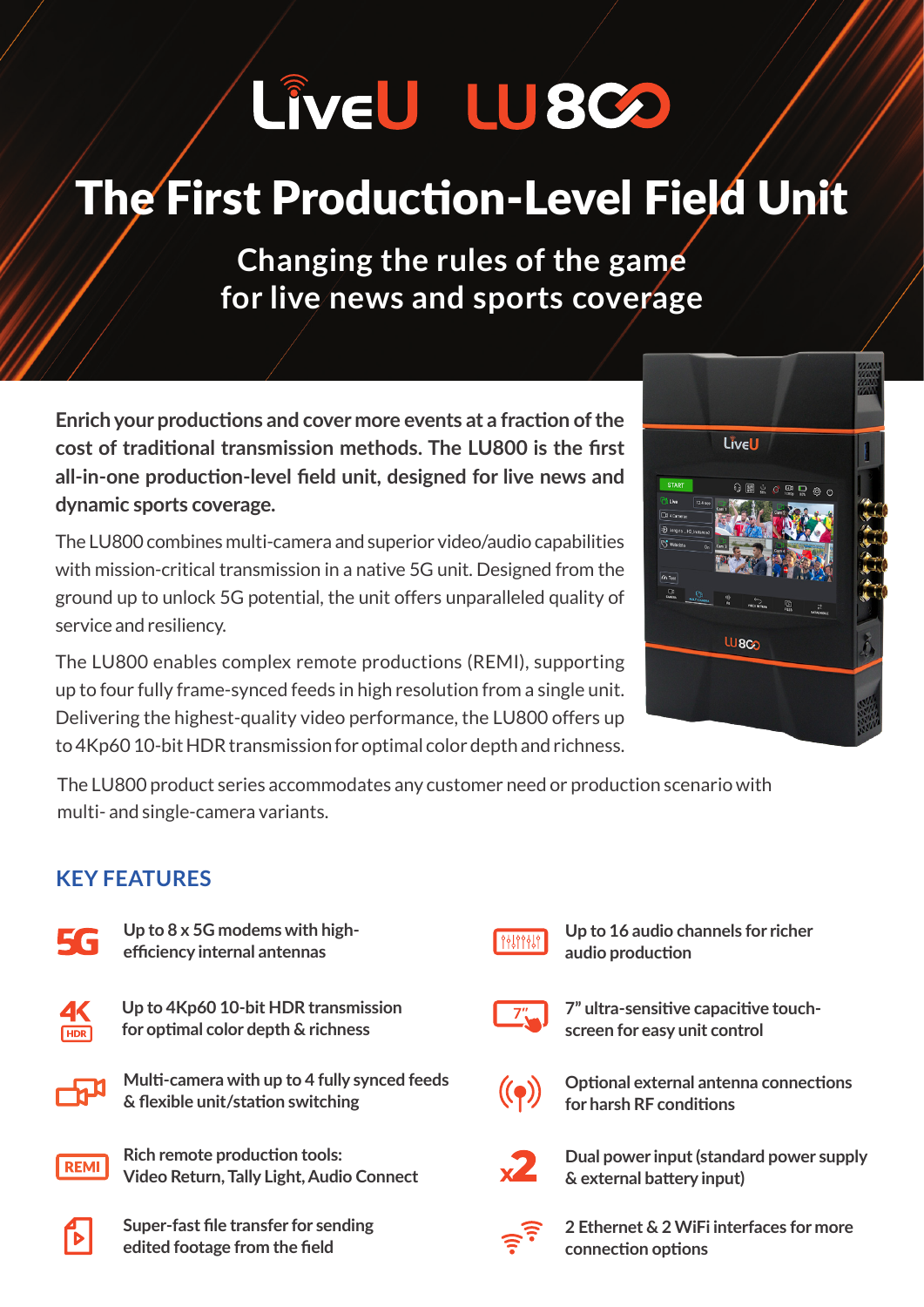# LiveU LU800

# The First Production-Level Field Unit

## Changing the rules of the game for live news and sports coverage

**Enrich your productions and cover more events at a fraction of the cost of traditional transmission methods. The LU800 is the first all-in-one production-level field unit, designed for live news and dynamic sports coverage.**

The LU800 combines multi-camera and superior video/audio capabilities with mission-critical transmission in a native 5G unit. Designed from the ground up to unlock 5G potential, the unit offers unparalleled quality of service and resiliency.

The LU800 enables complex remote productions (REMI), supporting up to four fully frame-synced feeds in high resolution from a single unit. Delivering the highest-quality video performance, the LU800 offers up to 4Kp60 10-bit HDR transmission for optimal color depth and richness.

The LU800 product series accommodates any customer need or production scenario with multi- and single-camera variants.

## KEY FEATURES

- Up to 8 x 5G modems with high-efficiency internal antennas
- Up to 4Kp60 10-bit HDR transmission for optimal color depth & richness
- Multi-camera with up to 4 fully synced feeds & flexible unit/station switching
- Rich remote production tools: Video Return, Tally Light, Audio Connect
- Super-fast file transfer for sending edited footage from the field
- Up to 16 audio channels for richer audio production
- 7” ultra-sensitive capacitive touch-screen for easy unit control
- Optional external antenna connections for harsh RF conditions
- Dual power input (standard power supply & external battery input)
- 2 Ethernet & 2 WiFi interfaces for more connection options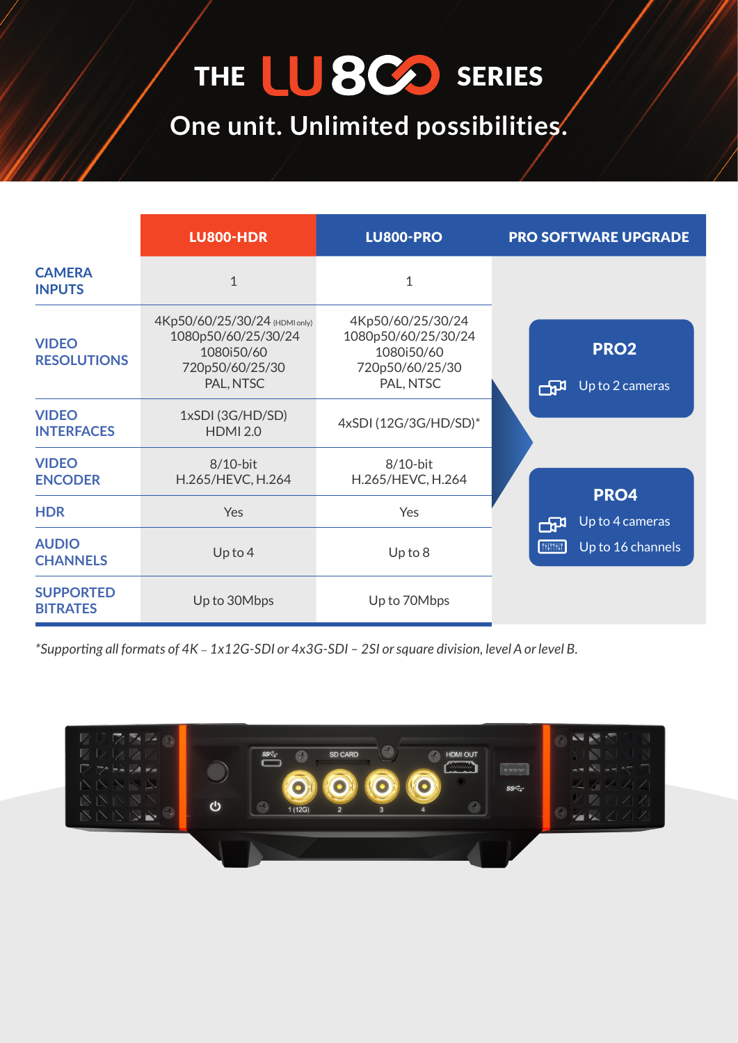# THE LU800 SERIES

## One unit. Unlimited possibilities.

| | LU800-HDR | LU800-PRO |
|---|---|---|
| **CAMERA INPUTS** | 1 | 1 |
| **VIDEO RESOLUTIONS** | 4Kp50/60/25/30/24 (HDMI only)<br>1080p50/60/25/30/24<br>1080i50/60<br>720p50/60/25/30<br>PAL, NTSC | 4Kp50/60/25/30/24<br>1080p50/60/25/30/24<br>1080i50/60<br>720p50/60/25/30<br>PAL, NTSC |
| **VIDEO INTERFACES** | 1xSDI (3G/HD/SD)<br>HDMI 2.0 | 4xSDI (12G/3G/HD/SD)* |
| **VIDEO ENCODER** | 8/10-bit<br>H.265/HEVC, H.264 | 8/10-bit<br>H.265/HEVC, H.264 |
| **HDR** | Yes | Yes |
| **AUDIO CHANNELS** | Up to 4 | Up to 8 |
| **SUPPORTED BITRATES** | Up to 30Mbps | Up to 70Mbps |

**PRO SOFTWARE UPGRADE**

**PRO2**
- Up to 2 cameras

**PRO4**
- Up to 4 cameras
- Up to 16 channels

*\*Supporting all formats of 4K – 1x12G-SDI or 4x3G-SDI – 2SI or square division, level A or level B.*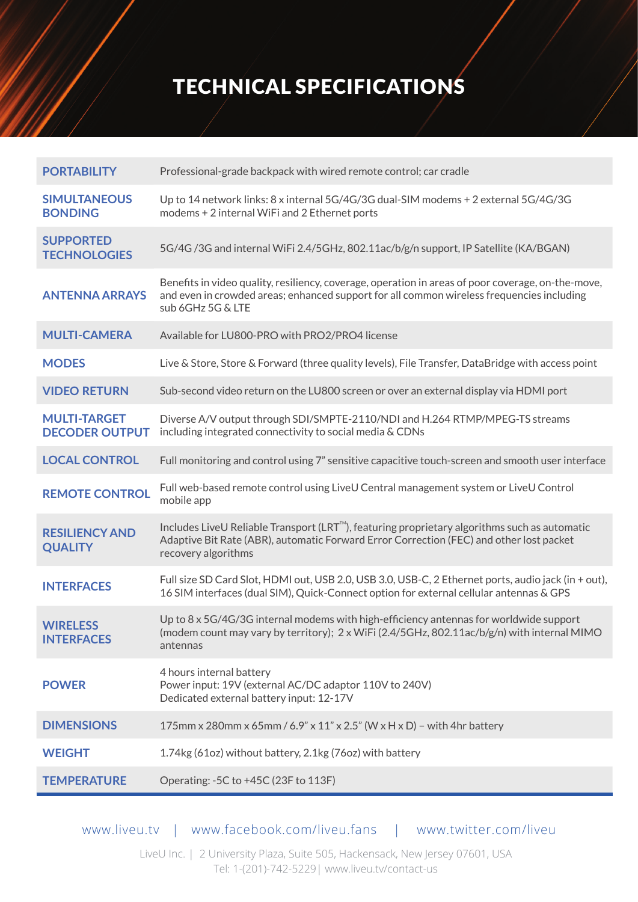# TECHNICAL SPECIFICATIONS

| | |
|---|---|
| **PORTABILITY** | Professional-grade backpack with wired remote control; car cradle |
| **SIMULTANEOUS BONDING** | Up to 14 network links: 8 x internal 5G/4G/3G dual-SIM modems + 2 external 5G/4G/3G modems + 2 internal WiFi and 2 Ethernet ports |
| **SUPPORTED TECHNOLOGIES** | 5G/4G /3G and internal WiFi 2.4/5GHz, 802.11ac/b/g/n support, IP Satellite (KA/BGAN) |
| **ANTENNA ARRAYS** | Benefits in video quality, resiliency, coverage, operation in areas of poor coverage, on-the-move, and even in crowded areas; enhanced support for all common wireless frequencies including sub 6GHz 5G & LTE |
| **MULTI-CAMERA** | Available for LU800-PRO with PRO2/PRO4 license |
| **MODES** | Live & Store, Store & Forward (three quality levels), File Transfer, DataBridge with access point |
| **VIDEO RETURN** | Sub-second video return on the LU800 screen or over an external display via HDMI port |
| **MULTI-TARGET DECODER OUTPUT** | Diverse A/V output through SDI/SMPTE-2110/NDI and H.264 RTMP/MPEG-TS streams including integrated connectivity to social media & CDNs |
| **LOCAL CONTROL** | Full monitoring and control using 7” sensitive capacitive touch-screen and smooth user interface |
| **REMOTE CONTROL** | Full web-based remote control using LiveU Central management system or LiveU Control mobile app |
| **RESILIENCY AND QUALITY** | Includes LiveU Reliable Transport (LRT™), featuring proprietary algorithms such as automatic Adaptive Bit Rate (ABR), automatic Forward Error Correction (FEC) and other lost packet recovery algorithms |
| **INTERFACES** | Full size SD Card Slot, HDMI out, USB 2.0, USB 3.0, USB-C, 2 Ethernet ports, audio jack (in + out), 16 SIM interfaces (dual SIM), Quick-Connect option for external cellular antennas & GPS |
| **WIRELESS INTERFACES** | Up to 8 x 5G/4G/3G internal modems with high-efficiency antennas for worldwide support (modem count may vary by territory); 2 x WiFi (2.4/5GHz, 802.11ac/b/g/n) with internal MIMO antennas |
| **POWER** | 4 hours internal battery<br>Power input: 19V (external AC/DC adaptor 110V to 240V)<br>Dedicated external battery input: 12-17V |
| **DIMENSIONS** | 175mm x 280mm x 65mm / 6.9” x 11” x 2.5” (W x H x D) – with 4hr battery |
| **WEIGHT** | 1.74kg (61oz) without battery, 2.1kg (76oz) with battery |
| **TEMPERATURE** | Operating: -5C to +45C (23F to 113F) |

www.liveu.tv | www.facebook.com/liveu.fans | www.twitter.com/liveu

LiveU Inc. | 2 University Plaza, Suite 505, Hackensack, New Jersey 07601, USA
Tel: 1-(201)-742-5229 | www.liveu.tv/contact-us